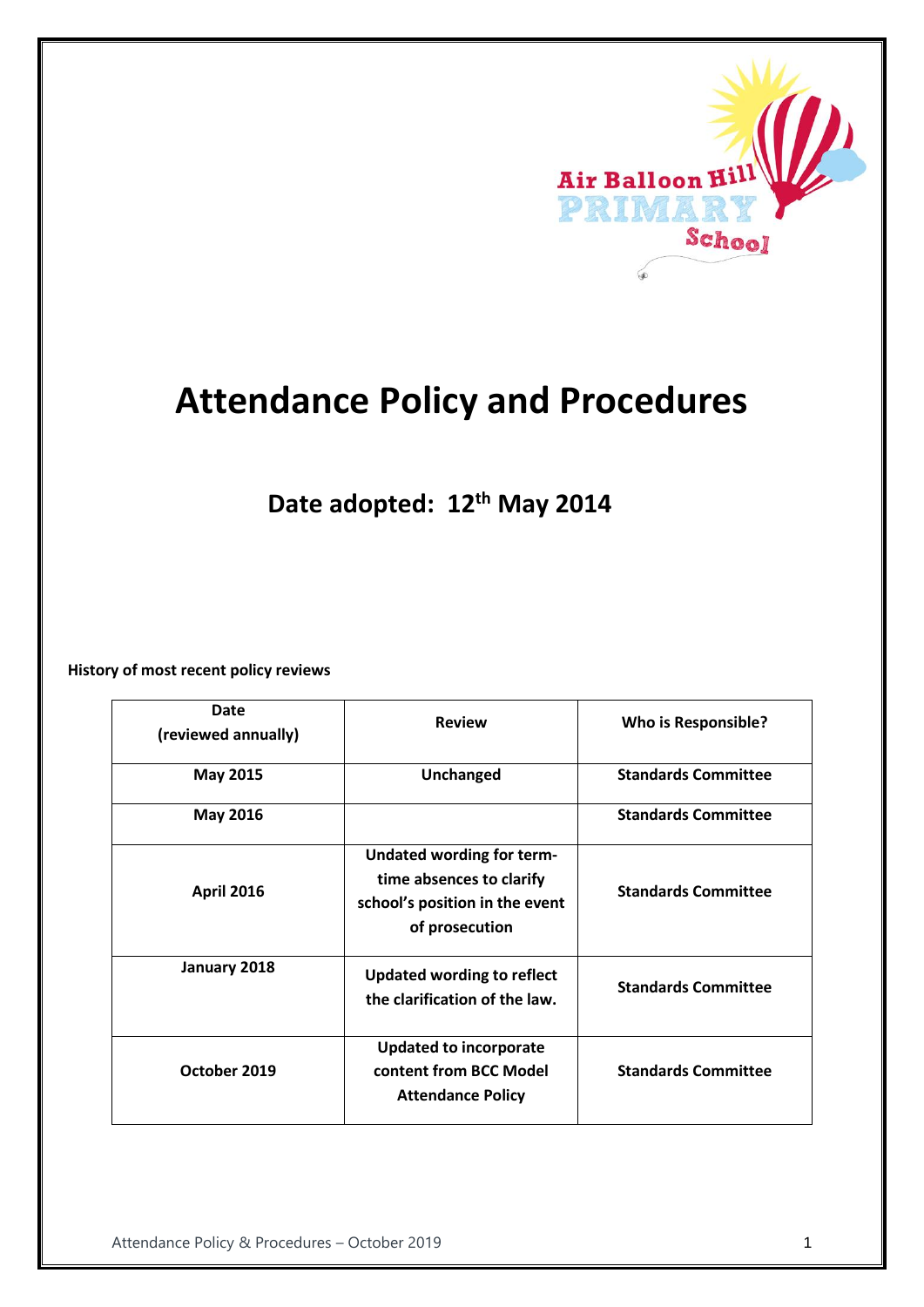Air Balloon Hill PRIMARY School

# Attendance Policy and Procedures

## Date adopted: 12th May 2014

**History of most recent policy reviews**

| Date (reviewed annually) | Review | Who is Responsible? |
|---|---|---|
| **May 2015** | **Unchanged** | **Standards Committee** |
| **May 2016** | | **Standards Committee** |
| **April 2016** | **Undated wording for term-time absences to clarify school's position in the event of prosecution** | **Standards Committee** |
| **January 2018** | **Updated wording to reflect the clarification of the law.** | **Standards Committee** |
| **October 2019** | **Updated to incorporate content from BCC Model Attendance Policy** | **Standards Committee** |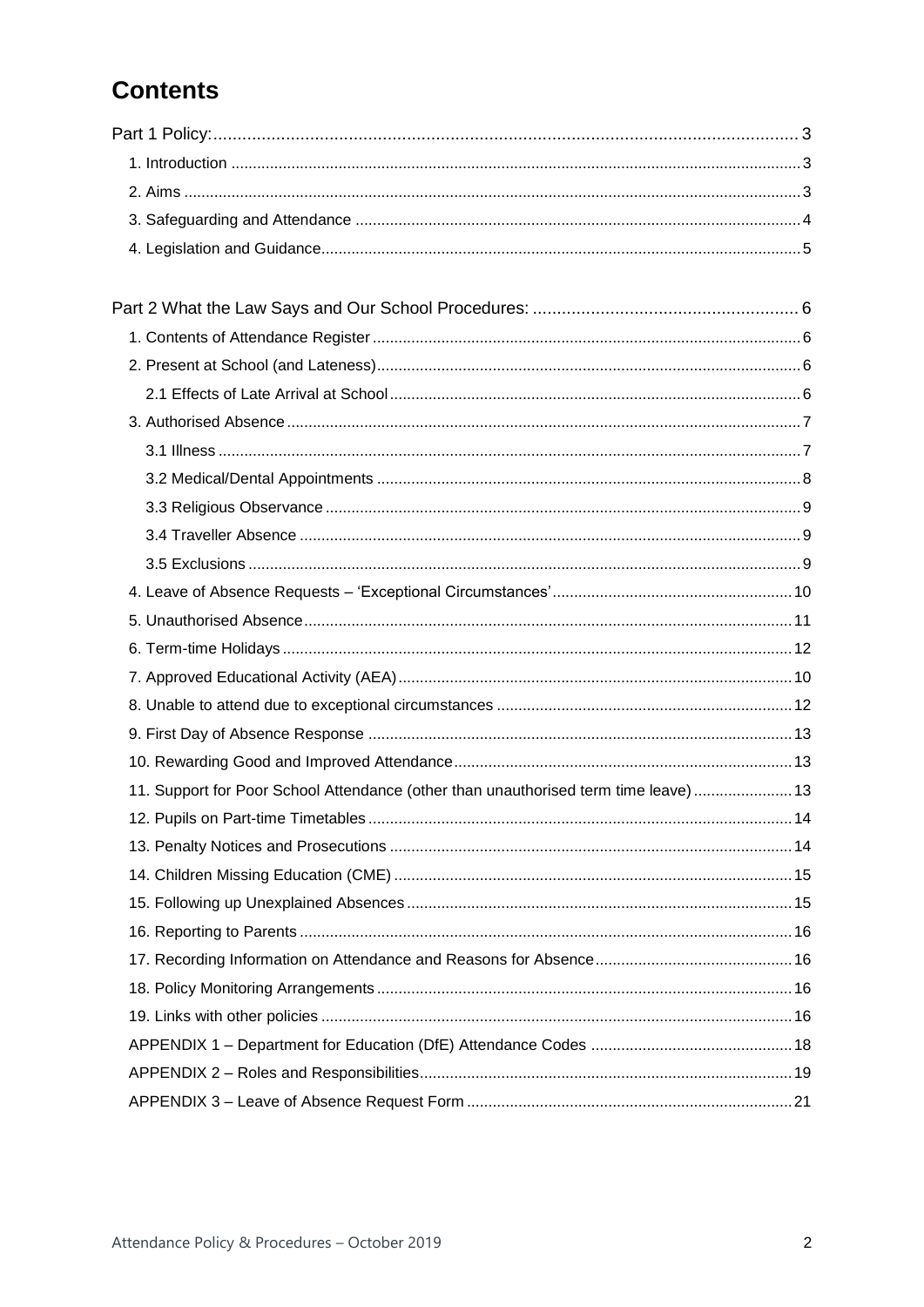# Contents

Part 1 Policy: 3

- 1. Introduction 3
- 2. Aims 3
- 3. Safeguarding and Attendance 4
- 4. Legislation and Guidance 5

Part 2 What the Law Says and Our School Procedures: 6

- 1. Contents of Attendance Register 6
- 2. Present at School (and Lateness) 6
  - 2.1 Effects of Late Arrival at School 6
- 3. Authorised Absence 7
  - 3.1 Illness 7
  - 3.2 Medical/Dental Appointments 8
  - 3.3 Religious Observance 9
  - 3.4 Traveller Absence 9
  - 3.5 Exclusions 9
- 4. Leave of Absence Requests – 'Exceptional Circumstances' 10
- 5. Unauthorised Absence 11
- 6. Term-time Holidays 12
- 7. Approved Educational Activity (AEA) 10
- 8. Unable to attend due to exceptional circumstances 12
- 9. First Day of Absence Response 13
- 10. Rewarding Good and Improved Attendance 13
- 11. Support for Poor School Attendance (other than unauthorised term time leave) 13
- 12. Pupils on Part-time Timetables 14
- 13. Penalty Notices and Prosecutions 14
- 14. Children Missing Education (CME) 15
- 15. Following up Unexplained Absences 15
- 16. Reporting to Parents 16
- 17. Recording Information on Attendance and Reasons for Absence 16
- 18. Policy Monitoring Arrangements 16
- 19. Links with other policies 16
- APPENDIX 1 – Department for Education (DfE) Attendance Codes 18
- APPENDIX 2 – Roles and Responsibilities 19
- APPENDIX 3 – Leave of Absence Request Form 21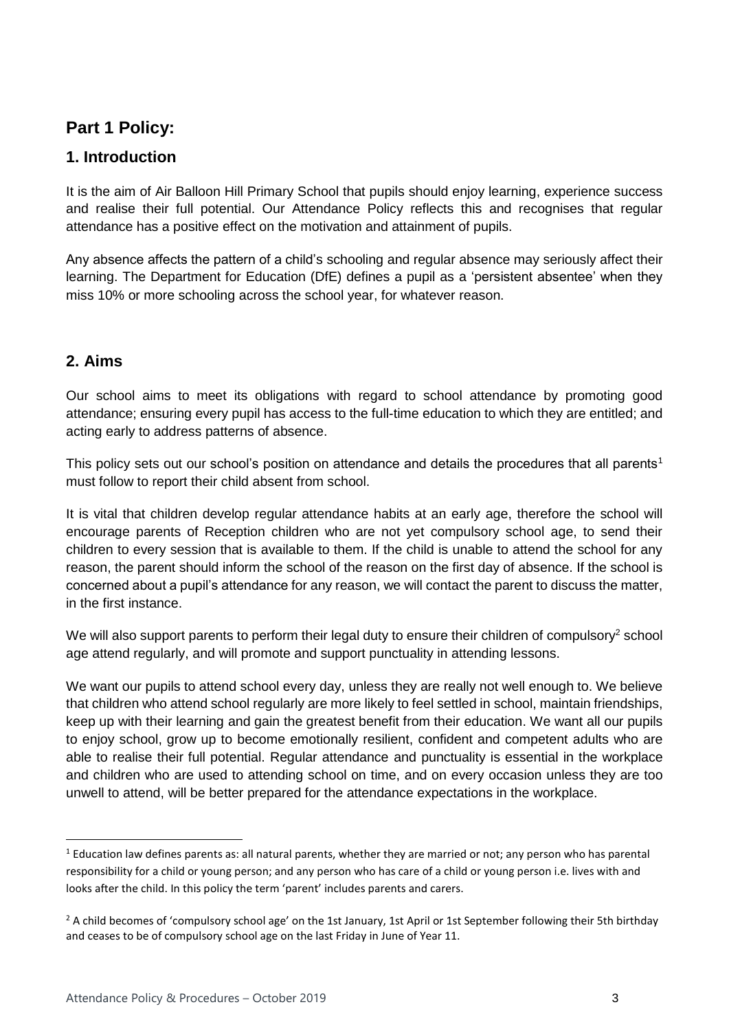## Part 1 Policy:

## 1. Introduction

It is the aim of Air Balloon Hill Primary School that pupils should enjoy learning, experience success and realise their full potential. Our Attendance Policy reflects this and recognises that regular attendance has a positive effect on the motivation and attainment of pupils.

Any absence affects the pattern of a child's schooling and regular absence may seriously affect their learning. The Department for Education (DfE) defines a pupil as a 'persistent absentee' when they miss 10% or more schooling across the school year, for whatever reason.

## 2. Aims

Our school aims to meet its obligations with regard to school attendance by promoting good attendance; ensuring every pupil has access to the full-time education to which they are entitled; and acting early to address patterns of absence.

This policy sets out our school's position on attendance and details the procedures that all parents[1] must follow to report their child absent from school.

It is vital that children develop regular attendance habits at an early age, therefore the school will encourage parents of Reception children who are not yet compulsory school age, to send their children to every session that is available to them. If the child is unable to attend the school for any reason, the parent should inform the school of the reason on the first day of absence. If the school is concerned about a pupil's attendance for any reason, we will contact the parent to discuss the matter, in the first instance.

We will also support parents to perform their legal duty to ensure their children of compulsory[2] school age attend regularly, and will promote and support punctuality in attending lessons.

We want our pupils to attend school every day, unless they are really not well enough to. We believe that children who attend school regularly are more likely to feel settled in school, maintain friendships, keep up with their learning and gain the greatest benefit from their education. We want all our pupils to enjoy school, grow up to become emotionally resilient, confident and competent adults who are able to realise their full potential. Regular attendance and punctuality is essential in the workplace and children who are used to attending school on time, and on every occasion unless they are too unwell to attend, will be better prepared for the attendance expectations in the workplace.

---

[1] Education law defines parents as: all natural parents, whether they are married or not; any person who has parental responsibility for a child or young person; and any person who has care of a child or young person i.e. lives with and looks after the child. In this policy the term 'parent' includes parents and carers.

[2] A child becomes of 'compulsory school age' on the 1st January, 1st April or 1st September following their 5th birthday and ceases to be of compulsory school age on the last Friday in June of Year 11.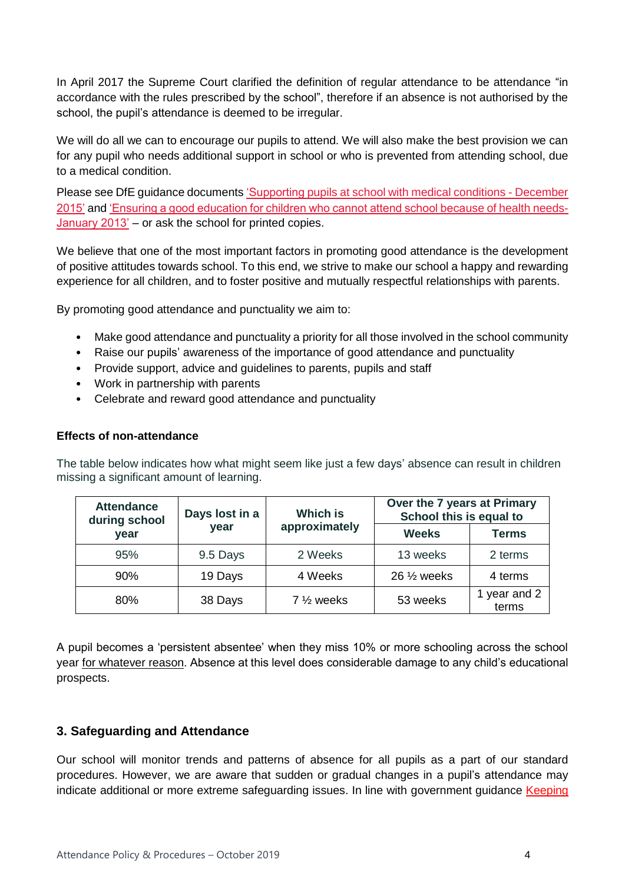In April 2017 the Supreme Court clarified the definition of regular attendance to be attendance "in accordance with the rules prescribed by the school", therefore if an absence is not authorised by the school, the pupil's attendance is deemed to be irregular.

We will do all we can to encourage our pupils to attend. We will also make the best provision we can for any pupil who needs additional support in school or who is prevented from attending school, due to a medical condition.

Please see DfE guidance documents 'Supporting pupils at school with medical conditions - December 2015' and 'Ensuring a good education for children who cannot attend school because of health needs- January 2013' – or ask the school for printed copies.

We believe that one of the most important factors in promoting good attendance is the development of positive attitudes towards school. To this end, we strive to make our school a happy and rewarding experience for all children, and to foster positive and mutually respectful relationships with parents.

By promoting good attendance and punctuality we aim to:

- Make good attendance and punctuality a priority for all those involved in the school community
- Raise our pupils' awareness of the importance of good attendance and punctuality
- Provide support, advice and guidelines to parents, pupils and staff
- Work in partnership with parents
- Celebrate and reward good attendance and punctuality

**Effects of non-attendance**

The table below indicates how what might seem like just a few days' absence can result in children missing a significant amount of learning.

| Attendance during school year | Days lost in a year | Which is approximately | Over the 7 years at Primary School this is equal to | |
|---|---|---|---|---|
| | | | **Weeks** | **Terms** |
| 95% | 9.5 Days | 2 Weeks | 13 weeks | 2 terms |
| 90% | 19 Days | 4 Weeks | 26 ½ weeks | 4 terms |
| 80% | 38 Days | 7 ½ weeks | 53 weeks | 1 year and 2 terms |

A pupil becomes a 'persistent absentee' when they miss 10% or more schooling across the school year for whatever reason. Absence at this level does considerable damage to any child's educational prospects.

## 3. Safeguarding and Attendance

Our school will monitor trends and patterns of absence for all pupils as a part of our standard procedures. However, we are aware that sudden or gradual changes in a pupil's attendance may indicate additional or more extreme safeguarding issues. In line with government guidance Keeping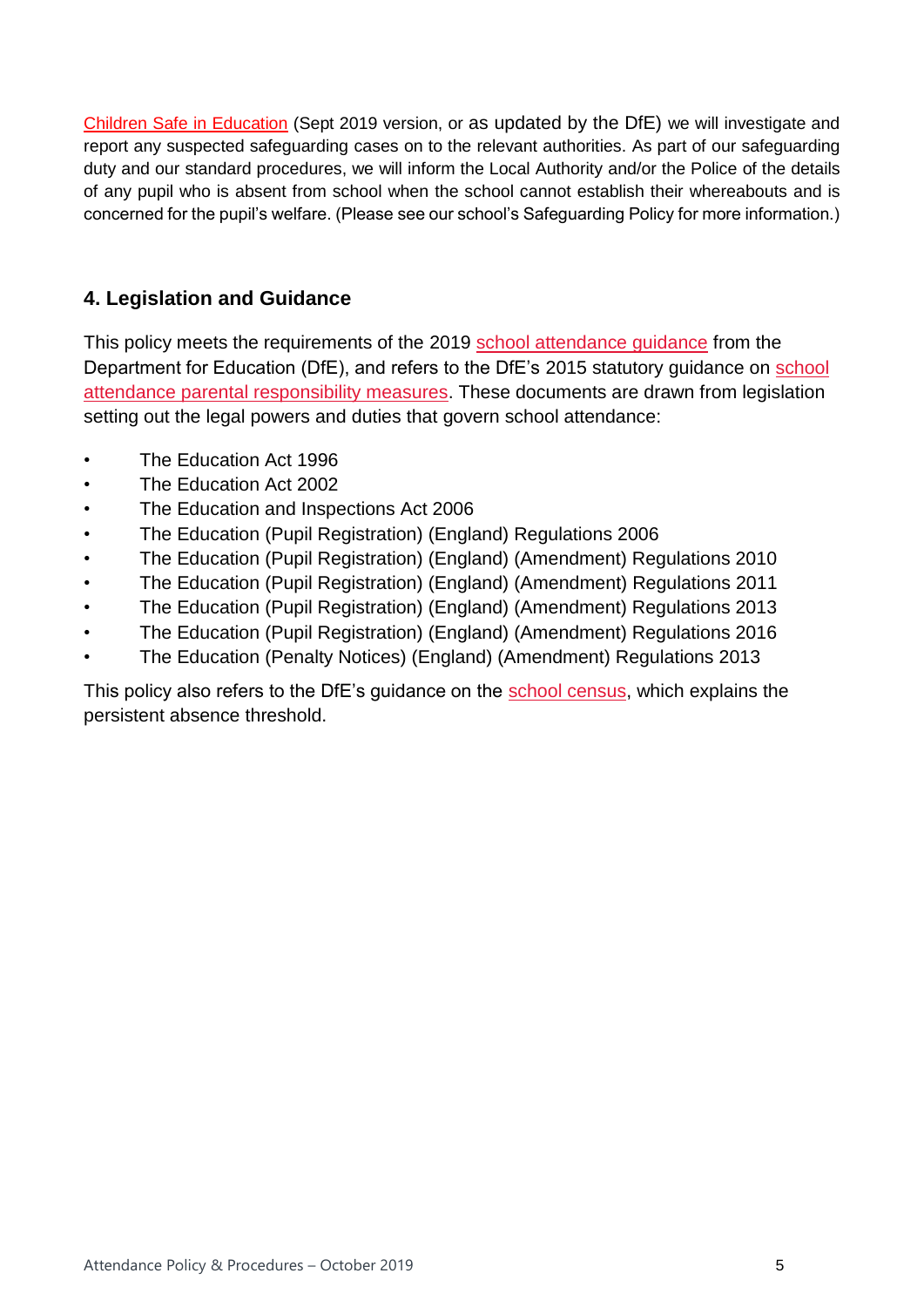Children Safe in Education (Sept 2019 version, or as updated by the DfE) we will investigate and report any suspected safeguarding cases on to the relevant authorities. As part of our safeguarding duty and our standard procedures, we will inform the Local Authority and/or the Police of the details of any pupil who is absent from school when the school cannot establish their whereabouts and is concerned for the pupil's welfare. (Please see our school's Safeguarding Policy for more information.)

## 4. Legislation and Guidance

This policy meets the requirements of the 2019 school attendance guidance from the Department for Education (DfE), and refers to the DfE's 2015 statutory guidance on school attendance parental responsibility measures. These documents are drawn from legislation setting out the legal powers and duties that govern school attendance:

- The Education Act 1996
- The Education Act 2002
- The Education and Inspections Act 2006
- The Education (Pupil Registration) (England) Regulations 2006
- The Education (Pupil Registration) (England) (Amendment) Regulations 2010
- The Education (Pupil Registration) (England) (Amendment) Regulations 2011
- The Education (Pupil Registration) (England) (Amendment) Regulations 2013
- The Education (Pupil Registration) (England) (Amendment) Regulations 2016
- The Education (Penalty Notices) (England) (Amendment) Regulations 2013

This policy also refers to the DfE's guidance on the school census, which explains the persistent absence threshold.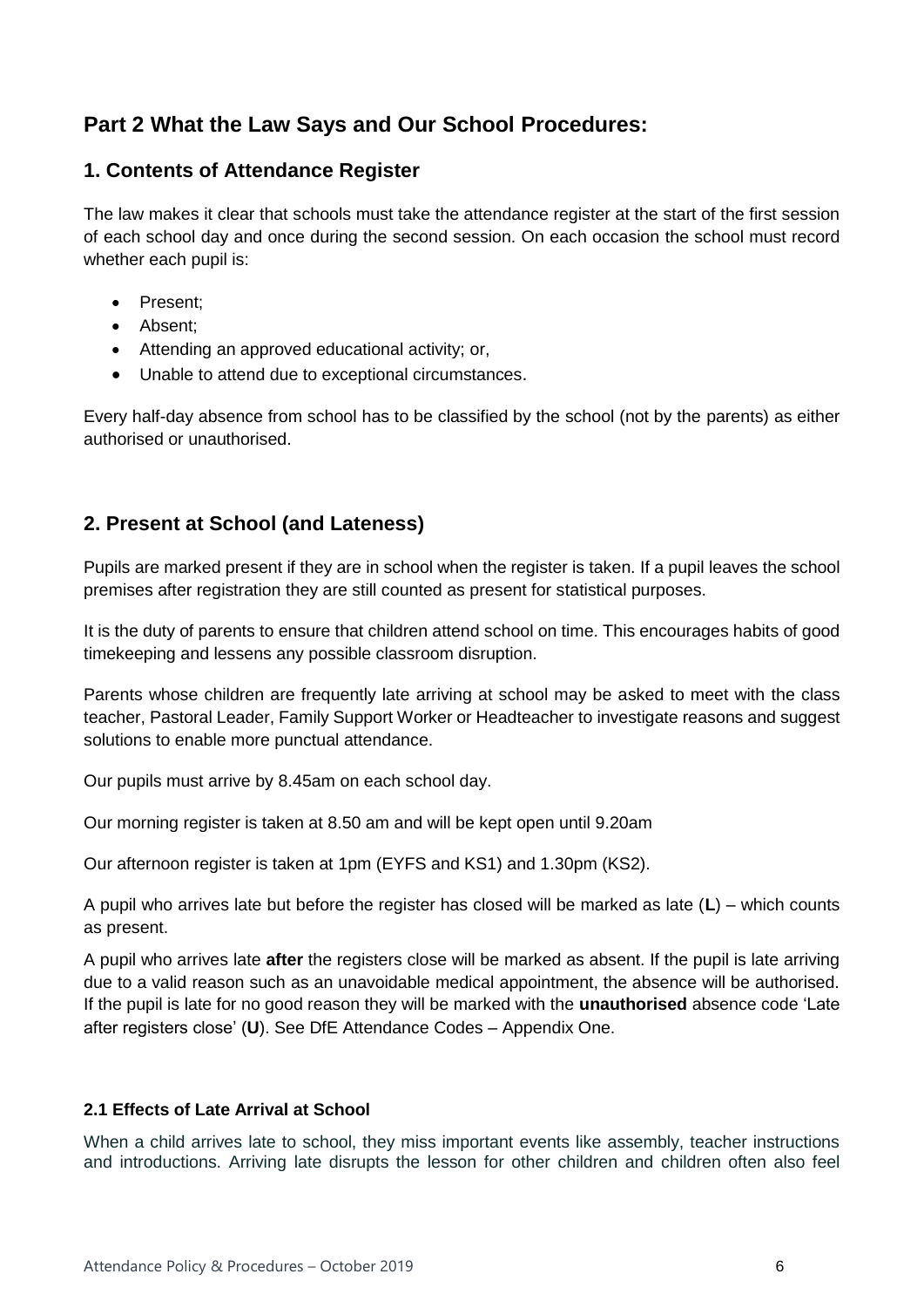## Part 2 What the Law Says and Our School Procedures:

### 1. Contents of Attendance Register

The law makes it clear that schools must take the attendance register at the start of the first session of each school day and once during the second session. On each occasion the school must record whether each pupil is:

- Present;
- Absent;
- Attending an approved educational activity; or,
- Unable to attend due to exceptional circumstances.

Every half-day absence from school has to be classified by the school (not by the parents) as either authorised or unauthorised.

### 2. Present at School (and Lateness)

Pupils are marked present if they are in school when the register is taken. If a pupil leaves the school premises after registration they are still counted as present for statistical purposes.

It is the duty of parents to ensure that children attend school on time. This encourages habits of good timekeeping and lessens any possible classroom disruption.

Parents whose children are frequently late arriving at school may be asked to meet with the class teacher, Pastoral Leader, Family Support Worker or Headteacher to investigate reasons and suggest solutions to enable more punctual attendance.

Our pupils must arrive by 8.45am on each school day.

Our morning register is taken at 8.50 am and will be kept open until 9.20am

Our afternoon register is taken at 1pm (EYFS and KS1) and 1.30pm (KS2).

A pupil who arrives late but before the register has closed will be marked as late (**L**) – which counts as present.

A pupil who arrives late **after** the registers close will be marked as absent. If the pupil is late arriving due to a valid reason such as an unavoidable medical appointment, the absence will be authorised. If the pupil is late for no good reason they will be marked with the **unauthorised** absence code 'Late after registers close' (**U**). See DfE Attendance Codes – Appendix One.

#### 2.1 Effects of Late Arrival at School

When a child arrives late to school, they miss important events like assembly, teacher instructions and introductions. Arriving late disrupts the lesson for other children and children often also feel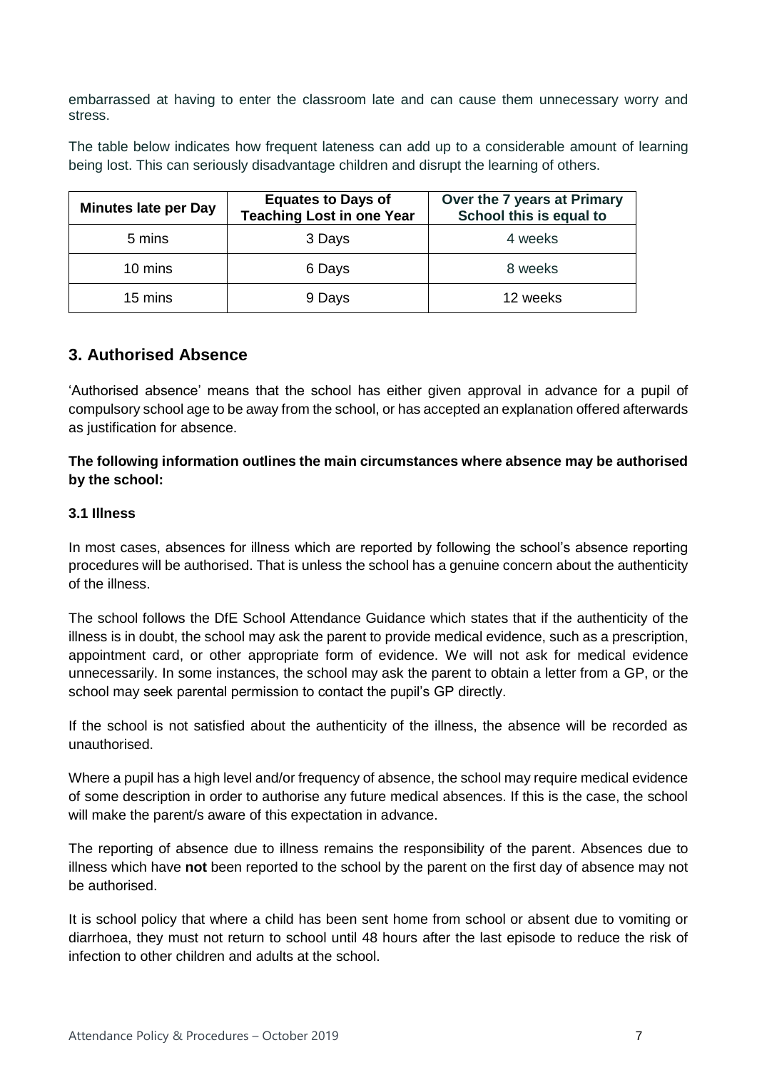embarrassed at having to enter the classroom late and can cause them unnecessary worry and stress.

The table below indicates how frequent lateness can add up to a considerable amount of learning being lost. This can seriously disadvantage children and disrupt the learning of others.

| Minutes late per Day | Equates to Days of Teaching Lost in one Year | Over the 7 years at Primary School this is equal to |
| --- | --- | --- |
| 5 mins | 3 Days | 4 weeks |
| 10 mins | 6 Days | 8 weeks |
| 15 mins | 9 Days | 12 weeks |

## 3. Authorised Absence

'Authorised absence' means that the school has either given approval in advance for a pupil of compulsory school age to be away from the school, or has accepted an explanation offered afterwards as justification for absence.

**The following information outlines the main circumstances where absence may be authorised by the school:**

### 3.1 Illness

In most cases, absences for illness which are reported by following the school's absence reporting procedures will be authorised. That is unless the school has a genuine concern about the authenticity of the illness.

The school follows the DfE School Attendance Guidance which states that if the authenticity of the illness is in doubt, the school may ask the parent to provide medical evidence, such as a prescription, appointment card, or other appropriate form of evidence. We will not ask for medical evidence unnecessarily. In some instances, the school may ask the parent to obtain a letter from a GP, or the school may seek parental permission to contact the pupil's GP directly.

If the school is not satisfied about the authenticity of the illness, the absence will be recorded as unauthorised.

Where a pupil has a high level and/or frequency of absence, the school may require medical evidence of some description in order to authorise any future medical absences. If this is the case, the school will make the parent/s aware of this expectation in advance.

The reporting of absence due to illness remains the responsibility of the parent. Absences due to illness which have **not** been reported to the school by the parent on the first day of absence may not be authorised.

It is school policy that where a child has been sent home from school or absent due to vomiting or diarrhoea, they must not return to school until 48 hours after the last episode to reduce the risk of infection to other children and adults at the school.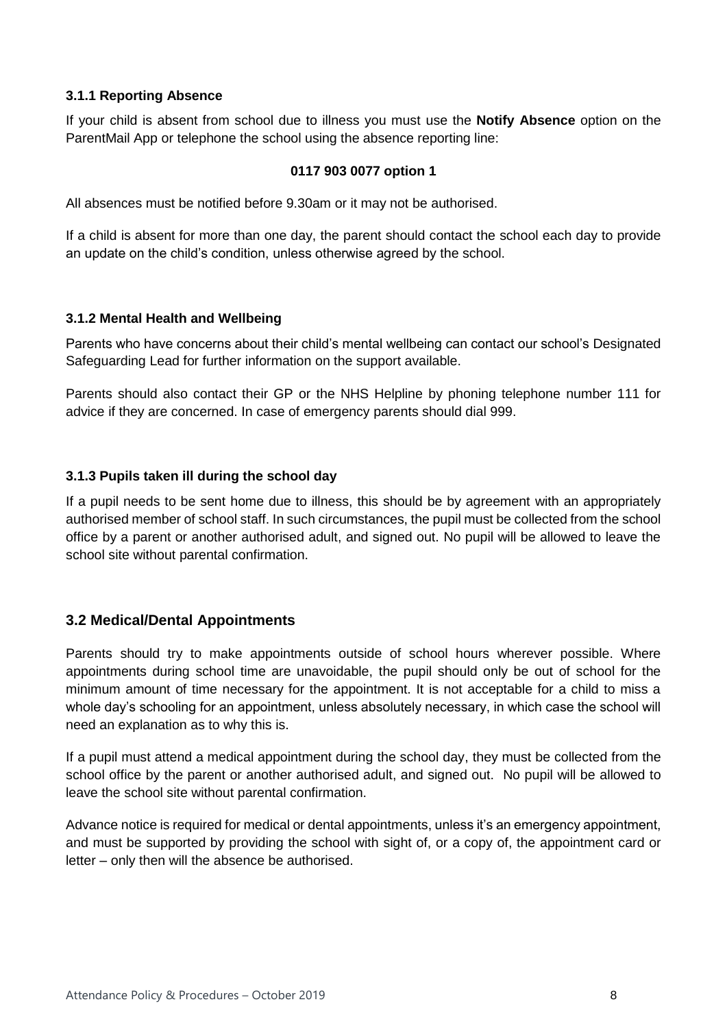#### 3.1.1 Reporting Absence

If your child is absent from school due to illness you must use the **Notify Absence** option on the ParentMail App or telephone the school using the absence reporting line:

**0117 903 0077 option 1**

All absences must be notified before 9.30am or it may not be authorised.

If a child is absent for more than one day, the parent should contact the school each day to provide an update on the child's condition, unless otherwise agreed by the school.

#### 3.1.2 Mental Health and Wellbeing

Parents who have concerns about their child's mental wellbeing can contact our school's Designated Safeguarding Lead for further information on the support available.

Parents should also contact their GP or the NHS Helpline by phoning telephone number 111 for advice if they are concerned. In case of emergency parents should dial 999.

#### 3.1.3 Pupils taken ill during the school day

If a pupil needs to be sent home due to illness, this should be by agreement with an appropriately authorised member of school staff. In such circumstances, the pupil must be collected from the school office by a parent or another authorised adult, and signed out. No pupil will be allowed to leave the school site without parental confirmation.

### 3.2 Medical/Dental Appointments

Parents should try to make appointments outside of school hours wherever possible. Where appointments during school time are unavoidable, the pupil should only be out of school for the minimum amount of time necessary for the appointment. It is not acceptable for a child to miss a whole day's schooling for an appointment, unless absolutely necessary, in which case the school will need an explanation as to why this is.

If a pupil must attend a medical appointment during the school day, they must be collected from the school office by the parent or another authorised adult, and signed out. No pupil will be allowed to leave the school site without parental confirmation.

Advance notice is required for medical or dental appointments, unless it's an emergency appointment, and must be supported by providing the school with sight of, or a copy of, the appointment card or letter – only then will the absence be authorised.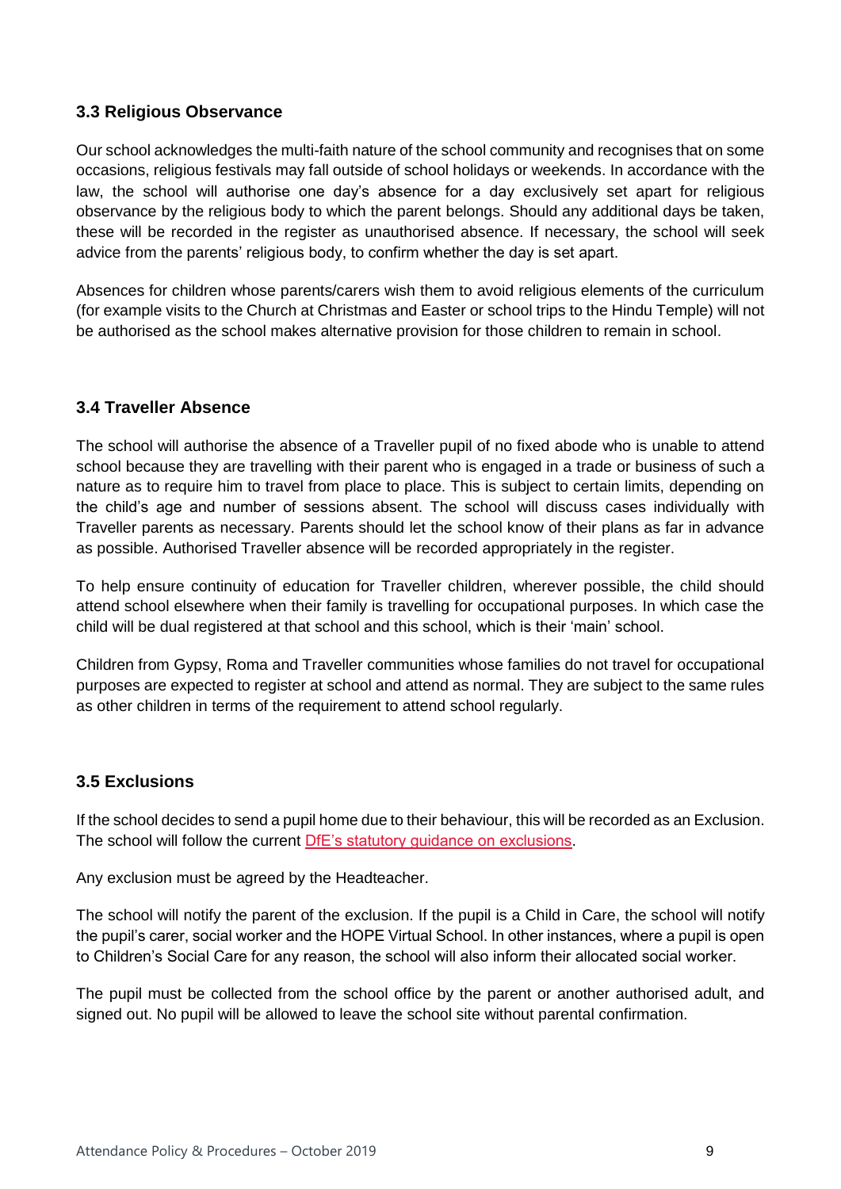### 3.3 Religious Observance

Our school acknowledges the multi-faith nature of the school community and recognises that on some occasions, religious festivals may fall outside of school holidays or weekends. In accordance with the law, the school will authorise one day's absence for a day exclusively set apart for religious observance by the religious body to which the parent belongs. Should any additional days be taken, these will be recorded in the register as unauthorised absence. If necessary, the school will seek advice from the parents' religious body, to confirm whether the day is set apart.

Absences for children whose parents/carers wish them to avoid religious elements of the curriculum (for example visits to the Church at Christmas and Easter or school trips to the Hindu Temple) will not be authorised as the school makes alternative provision for those children to remain in school.

### 3.4 Traveller Absence

The school will authorise the absence of a Traveller pupil of no fixed abode who is unable to attend school because they are travelling with their parent who is engaged in a trade or business of such a nature as to require him to travel from place to place. This is subject to certain limits, depending on the child's age and number of sessions absent. The school will discuss cases individually with Traveller parents as necessary. Parents should let the school know of their plans as far in advance as possible. Authorised Traveller absence will be recorded appropriately in the register.

To help ensure continuity of education for Traveller children, wherever possible, the child should attend school elsewhere when their family is travelling for occupational purposes. In which case the child will be dual registered at that school and this school, which is their 'main' school.

Children from Gypsy, Roma and Traveller communities whose families do not travel for occupational purposes are expected to register at school and attend as normal. They are subject to the same rules as other children in terms of the requirement to attend school regularly.

### 3.5 Exclusions

If the school decides to send a pupil home due to their behaviour, this will be recorded as an Exclusion. The school will follow the current DfE's statutory guidance on exclusions.

Any exclusion must be agreed by the Headteacher.

The school will notify the parent of the exclusion. If the pupil is a Child in Care, the school will notify the pupil's carer, social worker and the HOPE Virtual School. In other instances, where a pupil is open to Children's Social Care for any reason, the school will also inform their allocated social worker.

The pupil must be collected from the school office by the parent or another authorised adult, and signed out. No pupil will be allowed to leave the school site without parental confirmation.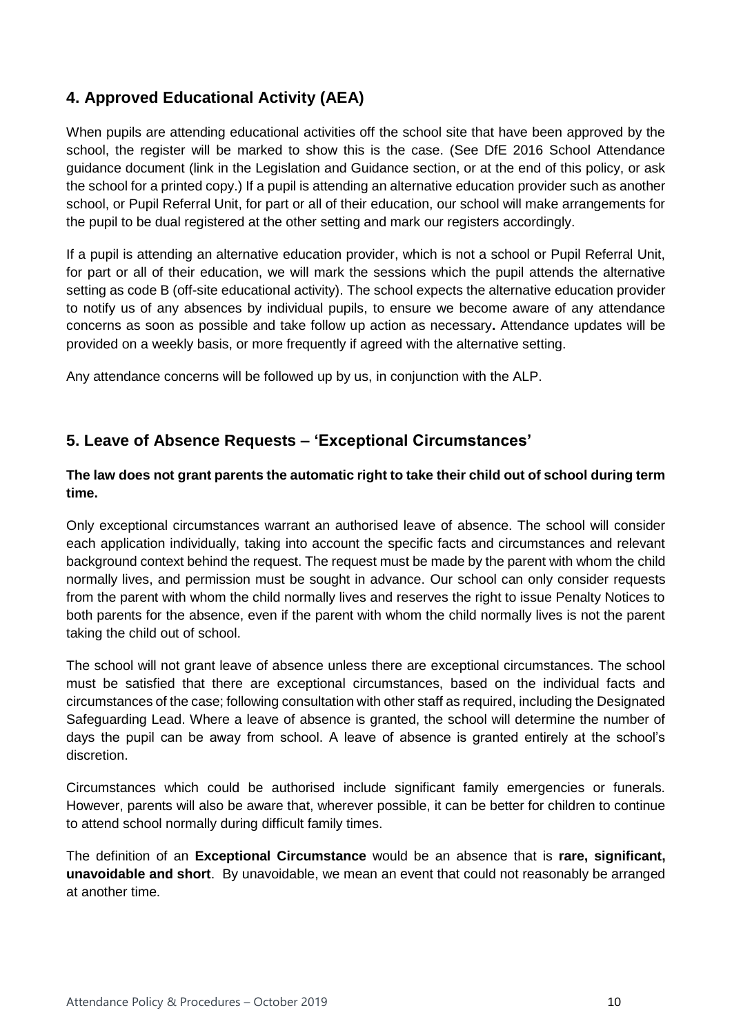## 4. Approved Educational Activity (AEA)

When pupils are attending educational activities off the school site that have been approved by the school, the register will be marked to show this is the case. (See DfE 2016 School Attendance guidance document (link in the Legislation and Guidance section, or at the end of this policy, or ask the school for a printed copy.) If a pupil is attending an alternative education provider such as another school, or Pupil Referral Unit, for part or all of their education, our school will make arrangements for the pupil to be dual registered at the other setting and mark our registers accordingly.

If a pupil is attending an alternative education provider, which is not a school or Pupil Referral Unit, for part or all of their education, we will mark the sessions which the pupil attends the alternative setting as code B (off-site educational activity). The school expects the alternative education provider to notify us of any absences by individual pupils, to ensure we become aware of any attendance concerns as soon as possible and take follow up action as necessary**.** Attendance updates will be provided on a weekly basis, or more frequently if agreed with the alternative setting.

Any attendance concerns will be followed up by us, in conjunction with the ALP.

## 5. Leave of Absence Requests – 'Exceptional Circumstances'

**The law does not grant parents the automatic right to take their child out of school during term time.**

Only exceptional circumstances warrant an authorised leave of absence. The school will consider each application individually, taking into account the specific facts and circumstances and relevant background context behind the request. The request must be made by the parent with whom the child normally lives, and permission must be sought in advance. Our school can only consider requests from the parent with whom the child normally lives and reserves the right to issue Penalty Notices to both parents for the absence, even if the parent with whom the child normally lives is not the parent taking the child out of school.

The school will not grant leave of absence unless there are exceptional circumstances. The school must be satisfied that there are exceptional circumstances, based on the individual facts and circumstances of the case; following consultation with other staff as required, including the Designated Safeguarding Lead. Where a leave of absence is granted, the school will determine the number of days the pupil can be away from school. A leave of absence is granted entirely at the school's discretion.

Circumstances which could be authorised include significant family emergencies or funerals. However, parents will also be aware that, wherever possible, it can be better for children to continue to attend school normally during difficult family times.

The definition of an **Exceptional Circumstance** would be an absence that is **rare, significant, unavoidable and short**. By unavoidable, we mean an event that could not reasonably be arranged at another time.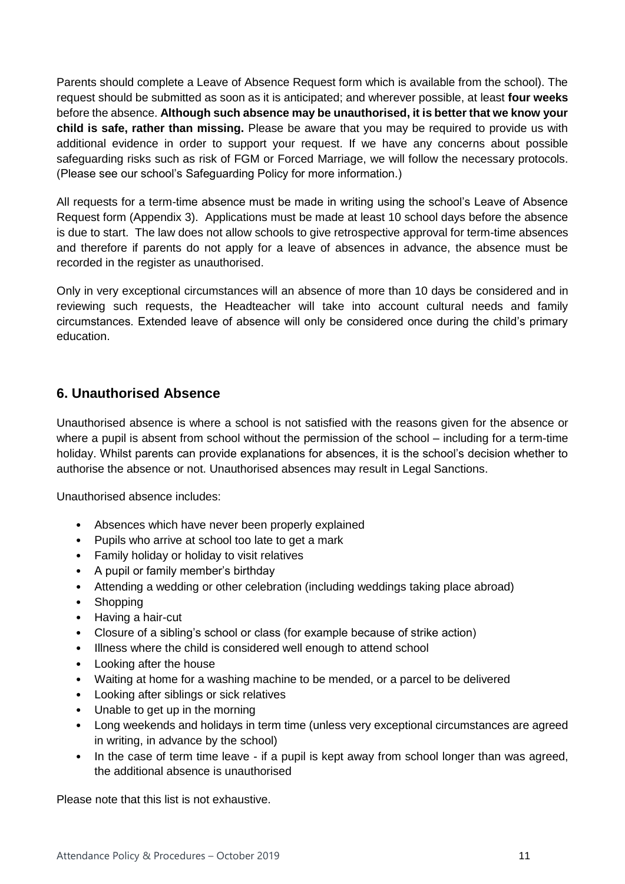Parents should complete a Leave of Absence Request form which is available from the school). The request should be submitted as soon as it is anticipated; and wherever possible, at least **four weeks** before the absence. **Although such absence may be unauthorised, it is better that we know your child is safe, rather than missing.** Please be aware that you may be required to provide us with additional evidence in order to support your request. If we have any concerns about possible safeguarding risks such as risk of FGM or Forced Marriage, we will follow the necessary protocols. (Please see our school's Safeguarding Policy for more information.)

All requests for a term-time absence must be made in writing using the school's Leave of Absence Request form (Appendix 3). Applications must be made at least 10 school days before the absence is due to start. The law does not allow schools to give retrospective approval for term-time absences and therefore if parents do not apply for a leave of absences in advance, the absence must be recorded in the register as unauthorised.

Only in very exceptional circumstances will an absence of more than 10 days be considered and in reviewing such requests, the Headteacher will take into account cultural needs and family circumstances. Extended leave of absence will only be considered once during the child's primary education.

## 6. Unauthorised Absence

Unauthorised absence is where a school is not satisfied with the reasons given for the absence or where a pupil is absent from school without the permission of the school – including for a term-time holiday. Whilst parents can provide explanations for absences, it is the school's decision whether to authorise the absence or not. Unauthorised absences may result in Legal Sanctions.

Unauthorised absence includes:

- Absences which have never been properly explained
- Pupils who arrive at school too late to get a mark
- Family holiday or holiday to visit relatives
- A pupil or family member's birthday
- Attending a wedding or other celebration (including weddings taking place abroad)
- Shopping
- Having a hair-cut
- Closure of a sibling's school or class (for example because of strike action)
- Illness where the child is considered well enough to attend school
- Looking after the house
- Waiting at home for a washing machine to be mended, or a parcel to be delivered
- Looking after siblings or sick relatives
- Unable to get up in the morning
- Long weekends and holidays in term time (unless very exceptional circumstances are agreed in writing, in advance by the school)
- In the case of term time leave - if a pupil is kept away from school longer than was agreed, the additional absence is unauthorised

Please note that this list is not exhaustive.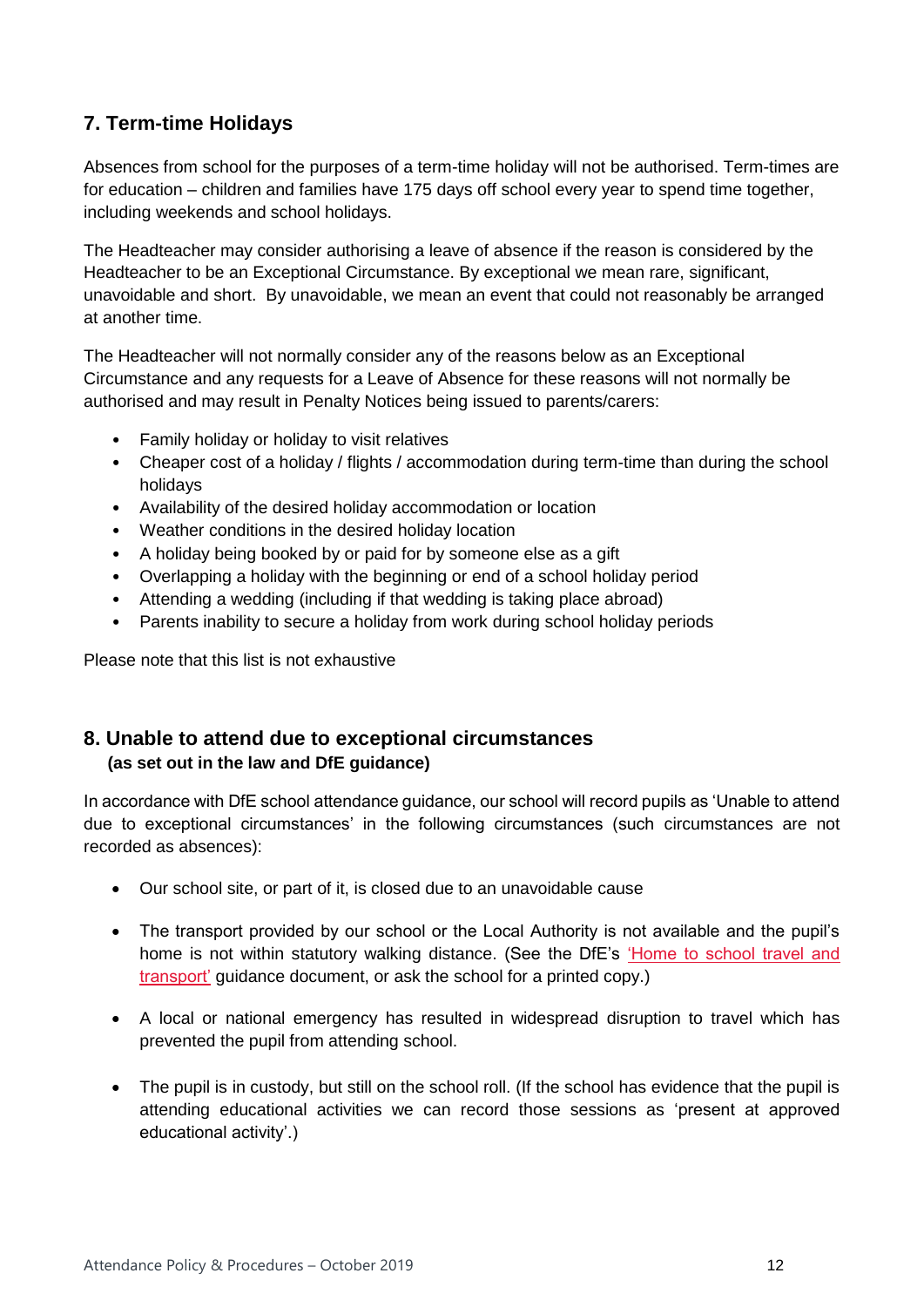## 7. Term-time Holidays

Absences from school for the purposes of a term-time holiday will not be authorised. Term-times are for education – children and families have 175 days off school every year to spend time together, including weekends and school holidays.

The Headteacher may consider authorising a leave of absence if the reason is considered by the Headteacher to be an Exceptional Circumstance. By exceptional we mean rare, significant, unavoidable and short. By unavoidable, we mean an event that could not reasonably be arranged at another time.

The Headteacher will not normally consider any of the reasons below as an Exceptional Circumstance and any requests for a Leave of Absence for these reasons will not normally be authorised and may result in Penalty Notices being issued to parents/carers:

- Family holiday or holiday to visit relatives
- Cheaper cost of a holiday / flights / accommodation during term-time than during the school holidays
- Availability of the desired holiday accommodation or location
- Weather conditions in the desired holiday location
- A holiday being booked by or paid for by someone else as a gift
- Overlapping a holiday with the beginning or end of a school holiday period
- Attending a wedding (including if that wedding is taking place abroad)
- Parents inability to secure a holiday from work during school holiday periods

Please note that this list is not exhaustive

## 8. Unable to attend due to exceptional circumstances

**(as set out in the law and DfE guidance)**

In accordance with DfE school attendance guidance, our school will record pupils as 'Unable to attend due to exceptional circumstances' in the following circumstances (such circumstances are not recorded as absences):

- Our school site, or part of it, is closed due to an unavoidable cause
- The transport provided by our school or the Local Authority is not available and the pupil's home is not within statutory walking distance. (See the DfE's 'Home to school travel and transport' guidance document, or ask the school for a printed copy.)
- A local or national emergency has resulted in widespread disruption to travel which has prevented the pupil from attending school.
- The pupil is in custody, but still on the school roll. (If the school has evidence that the pupil is attending educational activities we can record those sessions as 'present at approved educational activity'.)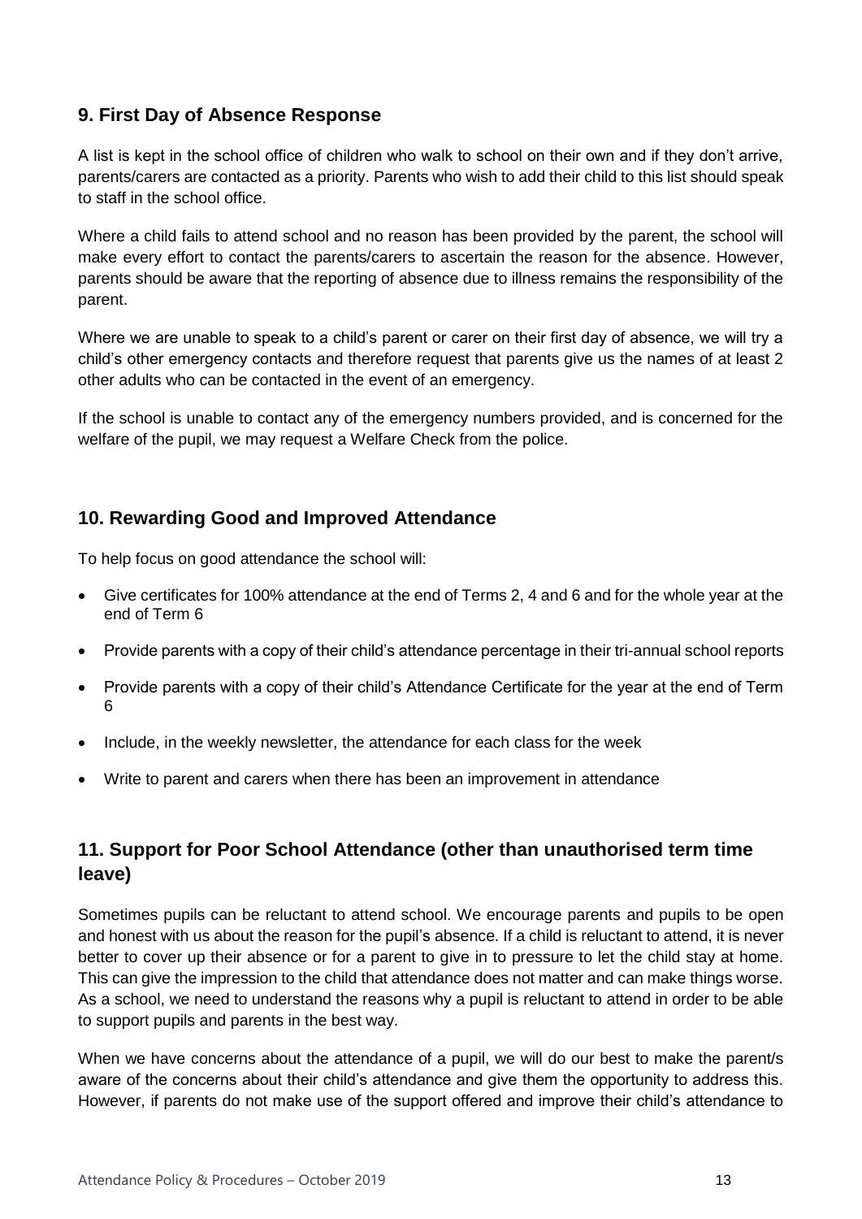## 9. First Day of Absence Response

A list is kept in the school office of children who walk to school on their own and if they don't arrive, parents/carers are contacted as a priority. Parents who wish to add their child to this list should speak to staff in the school office.

Where a child fails to attend school and no reason has been provided by the parent, the school will make every effort to contact the parents/carers to ascertain the reason for the absence. However, parents should be aware that the reporting of absence due to illness remains the responsibility of the parent.

Where we are unable to speak to a child's parent or carer on their first day of absence, we will try a child's other emergency contacts and therefore request that parents give us the names of at least 2 other adults who can be contacted in the event of an emergency.

If the school is unable to contact any of the emergency numbers provided, and is concerned for the welfare of the pupil, we may request a Welfare Check from the police.

## 10. Rewarding Good and Improved Attendance

To help focus on good attendance the school will:

- Give certificates for 100% attendance at the end of Terms 2, 4 and 6 and for the whole year at the end of Term 6
- Provide parents with a copy of their child's attendance percentage in their tri-annual school reports
- Provide parents with a copy of their child's Attendance Certificate for the year at the end of Term 6
- Include, in the weekly newsletter, the attendance for each class for the week
- Write to parent and carers when there has been an improvement in attendance

## 11. Support for Poor School Attendance (other than unauthorised term time leave)

Sometimes pupils can be reluctant to attend school. We encourage parents and pupils to be open and honest with us about the reason for the pupil's absence. If a child is reluctant to attend, it is never better to cover up their absence or for a parent to give in to pressure to let the child stay at home. This can give the impression to the child that attendance does not matter and can make things worse. As a school, we need to understand the reasons why a pupil is reluctant to attend in order to be able to support pupils and parents in the best way.

When we have concerns about the attendance of a pupil, we will do our best to make the parent/s aware of the concerns about their child's attendance and give them the opportunity to address this. However, if parents do not make use of the support offered and improve their child's attendance to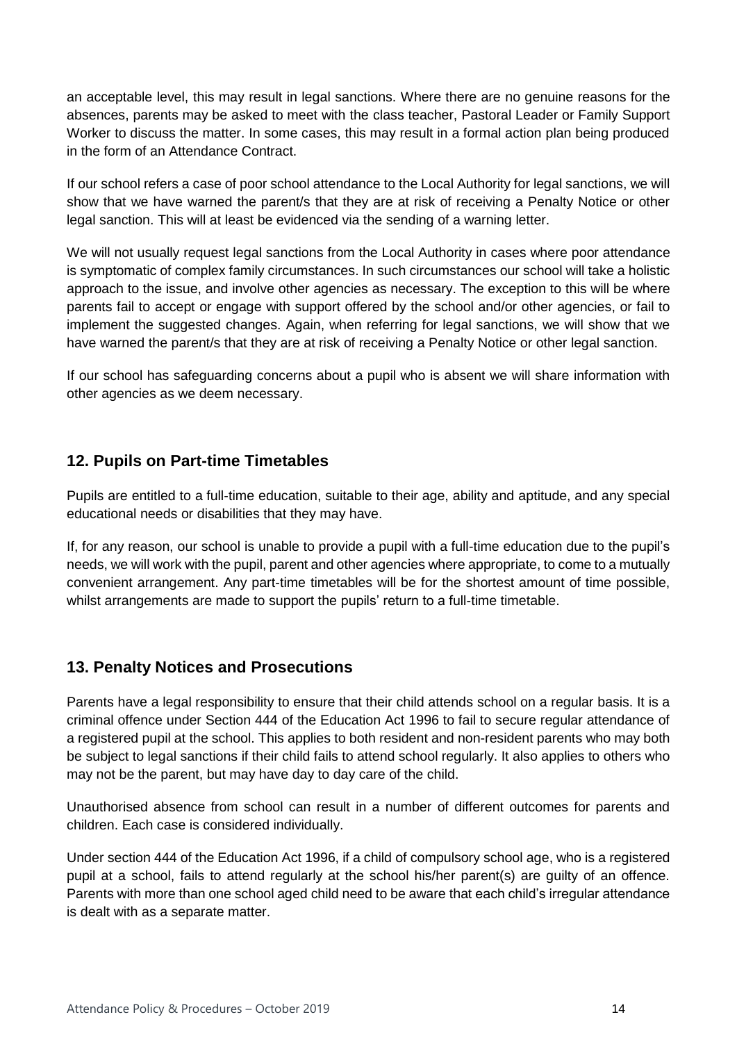an acceptable level, this may result in legal sanctions. Where there are no genuine reasons for the absences, parents may be asked to meet with the class teacher, Pastoral Leader or Family Support Worker to discuss the matter. In some cases, this may result in a formal action plan being produced in the form of an Attendance Contract.

If our school refers a case of poor school attendance to the Local Authority for legal sanctions, we will show that we have warned the parent/s that they are at risk of receiving a Penalty Notice or other legal sanction. This will at least be evidenced via the sending of a warning letter.

We will not usually request legal sanctions from the Local Authority in cases where poor attendance is symptomatic of complex family circumstances. In such circumstances our school will take a holistic approach to the issue, and involve other agencies as necessary. The exception to this will be where parents fail to accept or engage with support offered by the school and/or other agencies, or fail to implement the suggested changes. Again, when referring for legal sanctions, we will show that we have warned the parent/s that they are at risk of receiving a Penalty Notice or other legal sanction.

If our school has safeguarding concerns about a pupil who is absent we will share information with other agencies as we deem necessary.

## 12. Pupils on Part-time Timetables

Pupils are entitled to a full-time education, suitable to their age, ability and aptitude, and any special educational needs or disabilities that they may have.

If, for any reason, our school is unable to provide a pupil with a full-time education due to the pupil's needs, we will work with the pupil, parent and other agencies where appropriate, to come to a mutually convenient arrangement. Any part-time timetables will be for the shortest amount of time possible, whilst arrangements are made to support the pupils' return to a full-time timetable.

## 13. Penalty Notices and Prosecutions

Parents have a legal responsibility to ensure that their child attends school on a regular basis. It is a criminal offence under Section 444 of the Education Act 1996 to fail to secure regular attendance of a registered pupil at the school. This applies to both resident and non-resident parents who may both be subject to legal sanctions if their child fails to attend school regularly. It also applies to others who may not be the parent, but may have day to day care of the child.

Unauthorised absence from school can result in a number of different outcomes for parents and children. Each case is considered individually.

Under section 444 of the Education Act 1996, if a child of compulsory school age, who is a registered pupil at a school, fails to attend regularly at the school his/her parent(s) are guilty of an offence. Parents with more than one school aged child need to be aware that each child's irregular attendance is dealt with as a separate matter.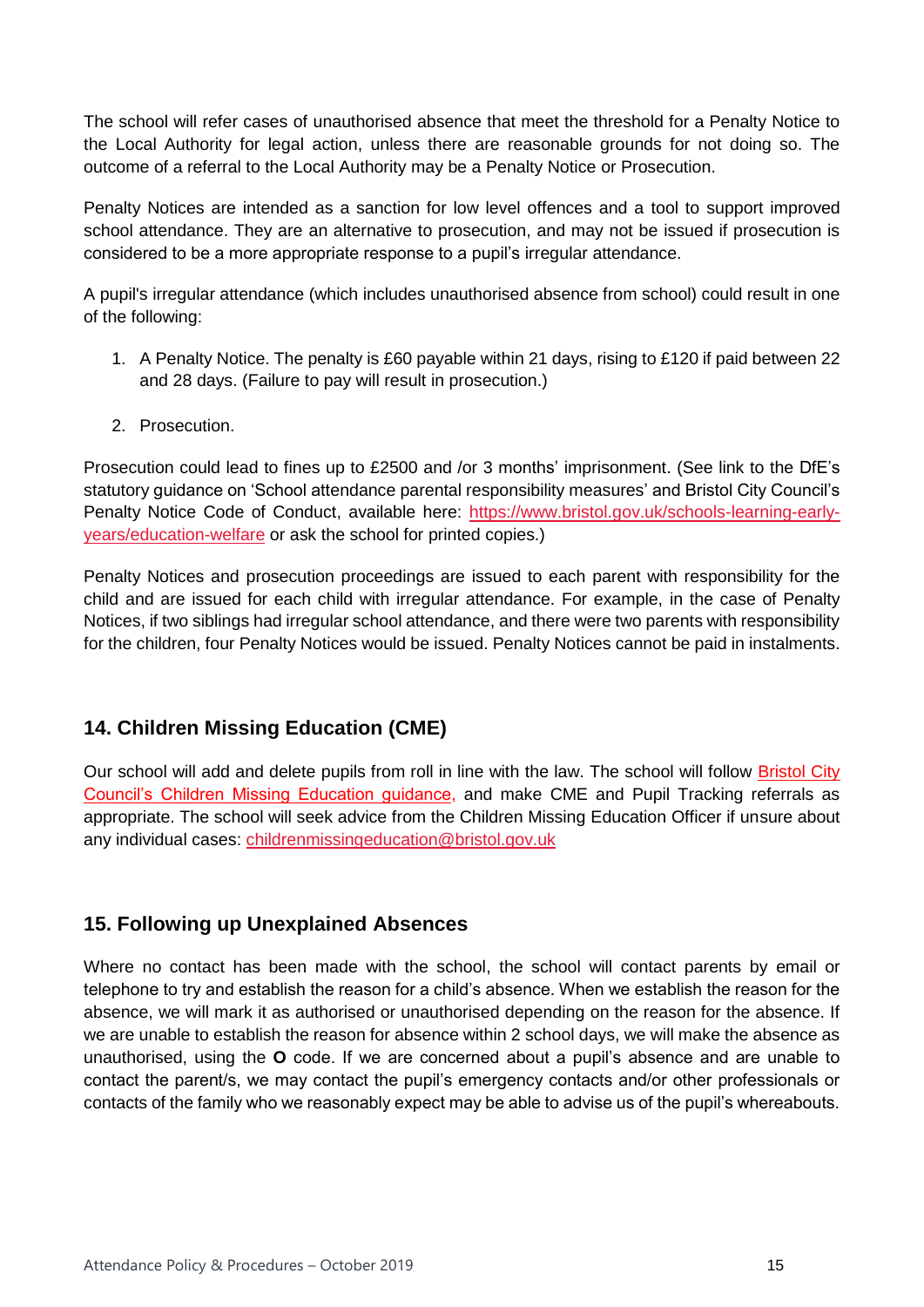The school will refer cases of unauthorised absence that meet the threshold for a Penalty Notice to the Local Authority for legal action, unless there are reasonable grounds for not doing so. The outcome of a referral to the Local Authority may be a Penalty Notice or Prosecution.

Penalty Notices are intended as a sanction for low level offences and a tool to support improved school attendance. They are an alternative to prosecution, and may not be issued if prosecution is considered to be a more appropriate response to a pupil's irregular attendance.

A pupil's irregular attendance (which includes unauthorised absence from school) could result in one of the following:

1. A Penalty Notice. The penalty is £60 payable within 21 days, rising to £120 if paid between 22 and 28 days. (Failure to pay will result in prosecution.)

2. Prosecution.

Prosecution could lead to fines up to £2500 and /or 3 months' imprisonment. (See link to the DfE's statutory guidance on 'School attendance parental responsibility measures' and Bristol City Council's Penalty Notice Code of Conduct, available here: [https://www.bristol.gov.uk/schools-learning-early-years/education-welfare](https://www.bristol.gov.uk/schools-learning-early-years/education-welfare) or ask the school for printed copies.)

Penalty Notices and prosecution proceedings are issued to each parent with responsibility for the child and are issued for each child with irregular attendance. For example, in the case of Penalty Notices, if two siblings had irregular school attendance, and there were two parents with responsibility for the children, four Penalty Notices would be issued. Penalty Notices cannot be paid in instalments.

## 14. Children Missing Education (CME)

Our school will add and delete pupils from roll in line with the law. The school will follow Bristol City Council's Children Missing Education guidance, and make CME and Pupil Tracking referrals as appropriate. The school will seek advice from the Children Missing Education Officer if unsure about any individual cases: [childrenmissingeducation@bristol.gov.uk](mailto:childrenmissingeducation@bristol.gov.uk)

## 15. Following up Unexplained Absences

Where no contact has been made with the school, the school will contact parents by email or telephone to try and establish the reason for a child's absence. When we establish the reason for the absence, we will mark it as authorised or unauthorised depending on the reason for the absence. If we are unable to establish the reason for absence within 2 school days, we will make the absence as unauthorised, using the **O** code. If we are concerned about a pupil's absence and are unable to contact the parent/s, we may contact the pupil's emergency contacts and/or other professionals or contacts of the family who we reasonably expect may be able to advise us of the pupil's whereabouts.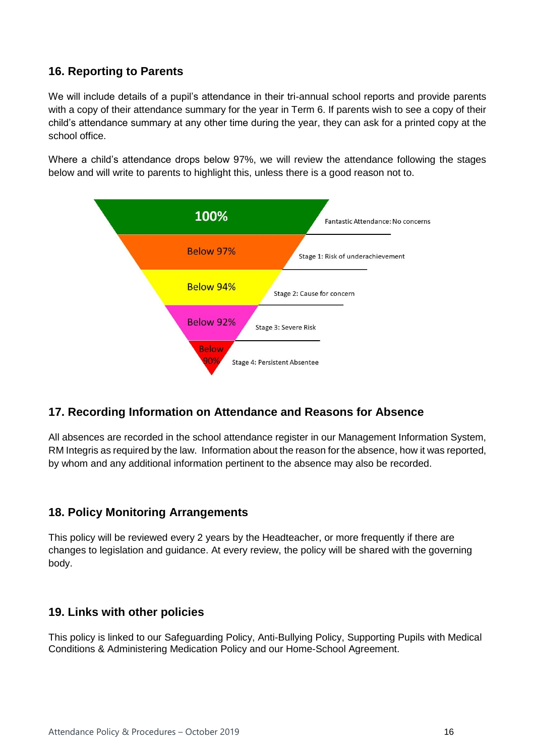## 16. Reporting to Parents

We will include details of a pupil's attendance in their tri-annual school reports and provide parents with a copy of their attendance summary for the year in Term 6. If parents wish to see a copy of their child's attendance summary at any other time during the year, they can ask for a printed copy at the school office.

Where a child's attendance drops below 97%, we will review the attendance following the stages below and will write to parents to highlight this, unless there is a good reason not to.

| Attendance | Stage |
| --- | --- |
| 100% | Fantastic Attendance: No concerns |
| Below 97% | Stage 1: Risk of underachievement |
| Below 94% | Stage 2: Cause for concern |
| Below 92% | Stage 3: Severe Risk |
| Below 90% | Stage 4: Persistent Absentee |

## 17. Recording Information on Attendance and Reasons for Absence

All absences are recorded in the school attendance register in our Management Information System, RM Integris as required by the law. Information about the reason for the absence, how it was reported, by whom and any additional information pertinent to the absence may also be recorded.

## 18. Policy Monitoring Arrangements

This policy will be reviewed every 2 years by the Headteacher, or more frequently if there are changes to legislation and guidance. At every review, the policy will be shared with the governing body.

## 19. Links with other policies

This policy is linked to our Safeguarding Policy, Anti-Bullying Policy, Supporting Pupils with Medical Conditions & Administering Medication Policy and our Home-School Agreement.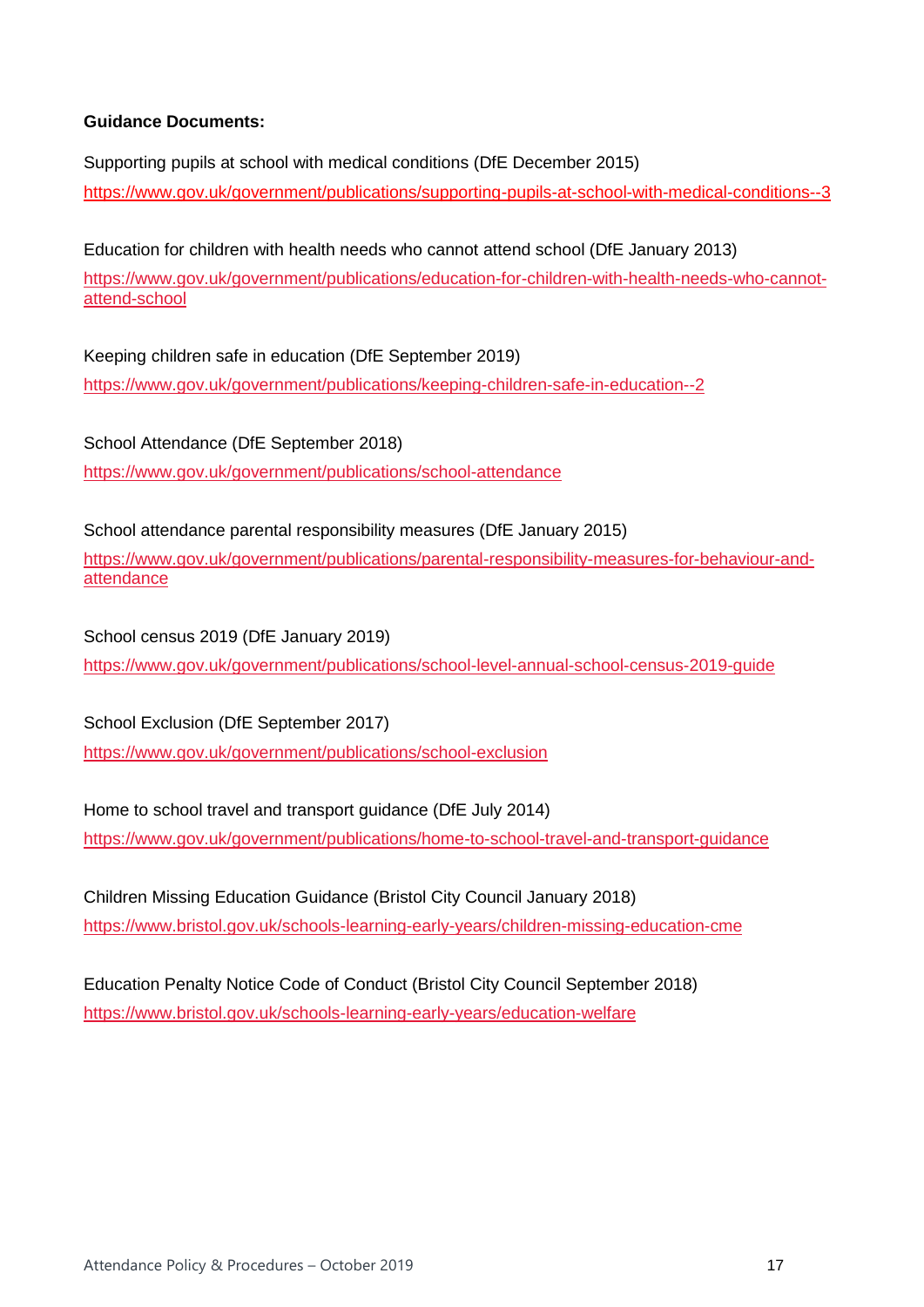**Guidance Documents:**

Supporting pupils at school with medical conditions (DfE December 2015)
https://www.gov.uk/government/publications/supporting-pupils-at-school-with-medical-conditions--3

Education for children with health needs who cannot attend school (DfE January 2013)
https://www.gov.uk/government/publications/education-for-children-with-health-needs-who-cannot-attend-school

Keeping children safe in education (DfE September 2019)
https://www.gov.uk/government/publications/keeping-children-safe-in-education--2

School Attendance (DfE September 2018)
https://www.gov.uk/government/publications/school-attendance

School attendance parental responsibility measures (DfE January 2015)
https://www.gov.uk/government/publications/parental-responsibility-measures-for-behaviour-and-attendance

School census 2019 (DfE January 2019)
https://www.gov.uk/government/publications/school-level-annual-school-census-2019-guide

School Exclusion (DfE September 2017)
https://www.gov.uk/government/publications/school-exclusion

Home to school travel and transport guidance (DfE July 2014)
https://www.gov.uk/government/publications/home-to-school-travel-and-transport-guidance

Children Missing Education Guidance (Bristol City Council January 2018)
https://www.bristol.gov.uk/schools-learning-early-years/children-missing-education-cme

Education Penalty Notice Code of Conduct (Bristol City Council September 2018)
https://www.bristol.gov.uk/schools-learning-early-years/education-welfare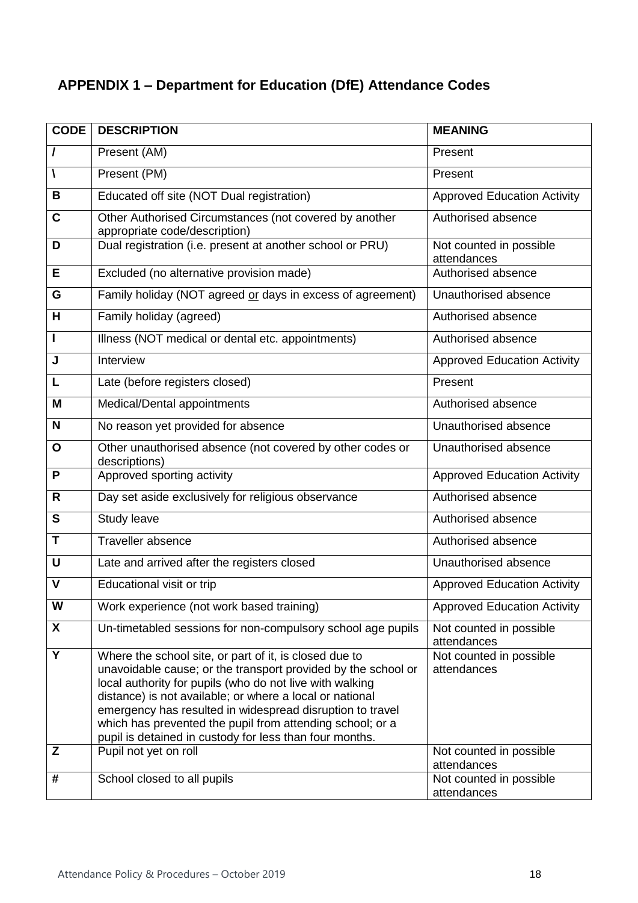## APPENDIX 1 – Department for Education (DfE) Attendance Codes

| CODE | DESCRIPTION | MEANING |
| --- | --- | --- |
| / | Present (AM) | Present |
| \ | Present (PM) | Present |
| B | Educated off site (NOT Dual registration) | Approved Education Activity |
| C | Other Authorised Circumstances (not covered by another appropriate code/description) | Authorised absence |
| D | Dual registration (i.e. present at another school or PRU) | Not counted in possible attendances |
| E | Excluded (no alternative provision made) | Authorised absence |
| G | Family holiday (NOT agreed or days in excess of agreement) | Unauthorised absence |
| H | Family holiday (agreed) | Authorised absence |
| I | Illness (NOT medical or dental etc. appointments) | Authorised absence |
| J | Interview | Approved Education Activity |
| L | Late (before registers closed) | Present |
| M | Medical/Dental appointments | Authorised absence |
| N | No reason yet provided for absence | Unauthorised absence |
| O | Other unauthorised absence (not covered by other codes or descriptions) | Unauthorised absence |
| P | Approved sporting activity | Approved Education Activity |
| R | Day set aside exclusively for religious observance | Authorised absence |
| S | Study leave | Authorised absence |
| T | Traveller absence | Authorised absence |
| U | Late and arrived after the registers closed | Unauthorised absence |
| V | Educational visit or trip | Approved Education Activity |
| W | Work experience (not work based training) | Approved Education Activity |
| X | Un-timetabled sessions for non-compulsory school age pupils | Not counted in possible attendances |
| Y | Where the school site, or part of it, is closed due to unavoidable cause; or the transport provided by the school or local authority for pupils (who do not live with walking distance) is not available; or where a local or national emergency has resulted in widespread disruption to travel which has prevented the pupil from attending school; or a pupil is detained in custody for less than four months. | Not counted in possible attendances |
| Z | Pupil not yet on roll | Not counted in possible attendances |
| # | School closed to all pupils | Not counted in possible attendances |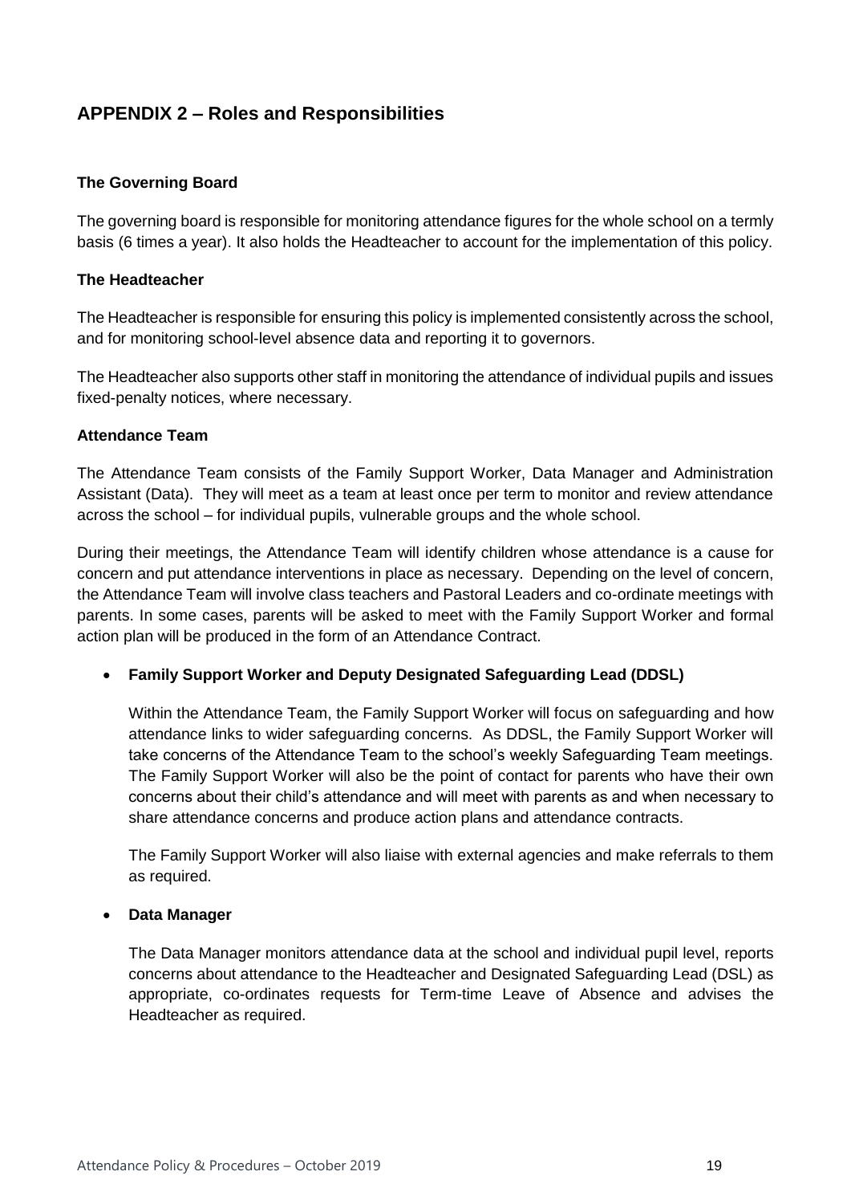## APPENDIX 2 – Roles and Responsibilities

### The Governing Board

The governing board is responsible for monitoring attendance figures for the whole school on a termly basis (6 times a year). It also holds the Headteacher to account for the implementation of this policy.

### The Headteacher

The Headteacher is responsible for ensuring this policy is implemented consistently across the school, and for monitoring school-level absence data and reporting it to governors.

The Headteacher also supports other staff in monitoring the attendance of individual pupils and issues fixed-penalty notices, where necessary.

### Attendance Team

The Attendance Team consists of the Family Support Worker, Data Manager and Administration Assistant (Data). They will meet as a team at least once per term to monitor and review attendance across the school – for individual pupils, vulnerable groups and the whole school.

During their meetings, the Attendance Team will identify children whose attendance is a cause for concern and put attendance interventions in place as necessary. Depending on the level of concern, the Attendance Team will involve class teachers and Pastoral Leaders and co-ordinate meetings with parents. In some cases, parents will be asked to meet with the Family Support Worker and formal action plan will be produced in the form of an Attendance Contract.

- **Family Support Worker and Deputy Designated Safeguarding Lead (DDSL)**

  Within the Attendance Team, the Family Support Worker will focus on safeguarding and how attendance links to wider safeguarding concerns. As DDSL, the Family Support Worker will take concerns of the Attendance Team to the school's weekly Safeguarding Team meetings. The Family Support Worker will also be the point of contact for parents who have their own concerns about their child's attendance and will meet with parents as and when necessary to share attendance concerns and produce action plans and attendance contracts.

  The Family Support Worker will also liaise with external agencies and make referrals to them as required.

- **Data Manager**

  The Data Manager monitors attendance data at the school and individual pupil level, reports concerns about attendance to the Headteacher and Designated Safeguarding Lead (DSL) as appropriate, co-ordinates requests for Term-time Leave of Absence and advises the Headteacher as required.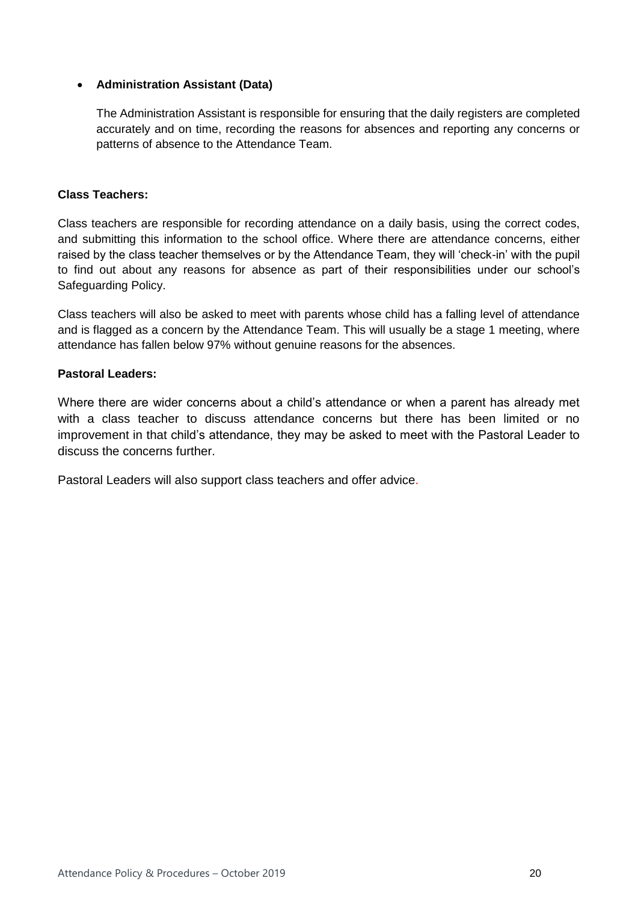- **Administration Assistant (Data)**

  The Administration Assistant is responsible for ensuring that the daily registers are completed accurately and on time, recording the reasons for absences and reporting any concerns or patterns of absence to the Attendance Team.

**Class Teachers:**

Class teachers are responsible for recording attendance on a daily basis, using the correct codes, and submitting this information to the school office. Where there are attendance concerns, either raised by the class teacher themselves or by the Attendance Team, they will 'check-in' with the pupil to find out about any reasons for absence as part of their responsibilities under our school's Safeguarding Policy.

Class teachers will also be asked to meet with parents whose child has a falling level of attendance and is flagged as a concern by the Attendance Team. This will usually be a stage 1 meeting, where attendance has fallen below 97% without genuine reasons for the absences.

**Pastoral Leaders:**

Where there are wider concerns about a child's attendance or when a parent has already met with a class teacher to discuss attendance concerns but there has been limited or no improvement in that child's attendance, they may be asked to meet with the Pastoral Leader to discuss the concerns further.

Pastoral Leaders will also support class teachers and offer advice.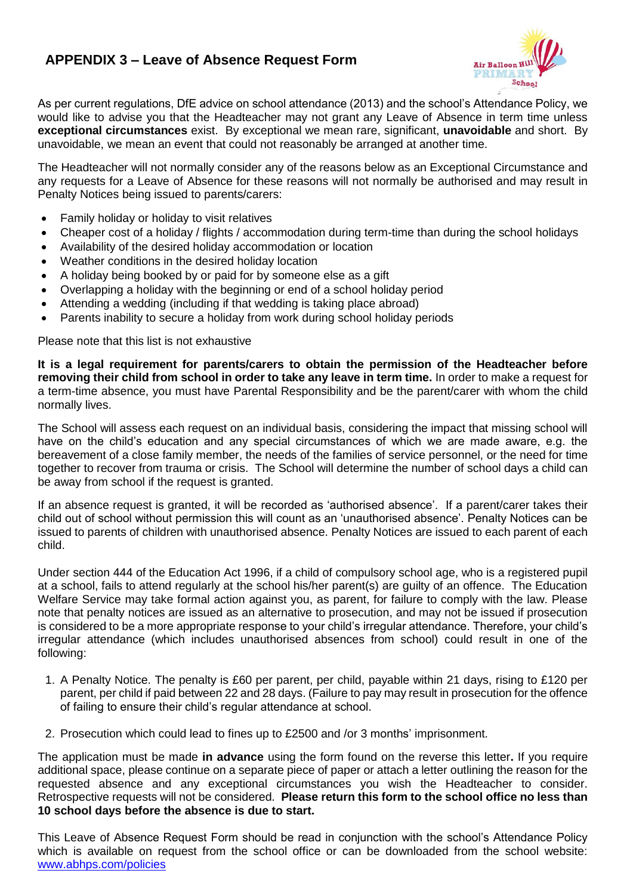## APPENDIX 3 – Leave of Absence Request Form

As per current regulations, DfE advice on school attendance (2013) and the school's Attendance Policy, we would like to advise you that the Headteacher may not grant any Leave of Absence in term time unless **exceptional circumstances** exist. By exceptional we mean rare, significant, **unavoidable** and short. By unavoidable, we mean an event that could not reasonably be arranged at another time.

The Headteacher will not normally consider any of the reasons below as an Exceptional Circumstance and any requests for a Leave of Absence for these reasons will not normally be authorised and may result in Penalty Notices being issued to parents/carers:

- Family holiday or holiday to visit relatives
- Cheaper cost of a holiday / flights / accommodation during term-time than during the school holidays
- Availability of the desired holiday accommodation or location
- Weather conditions in the desired holiday location
- A holiday being booked by or paid for by someone else as a gift
- Overlapping a holiday with the beginning or end of a school holiday period
- Attending a wedding (including if that wedding is taking place abroad)
- Parents inability to secure a holiday from work during school holiday periods

Please note that this list is not exhaustive

**It is a legal requirement for parents/carers to obtain the permission of the Headteacher before removing their child from school in order to take any leave in term time.** In order to make a request for a term-time absence, you must have Parental Responsibility and be the parent/carer with whom the child normally lives.

The School will assess each request on an individual basis, considering the impact that missing school will have on the child's education and any special circumstances of which we are made aware, e.g. the bereavement of a close family member, the needs of the families of service personnel, or the need for time together to recover from trauma or crisis. The School will determine the number of school days a child can be away from school if the request is granted.

If an absence request is granted, it will be recorded as 'authorised absence'. If a parent/carer takes their child out of school without permission this will count as an 'unauthorised absence'. Penalty Notices can be issued to parents of children with unauthorised absence. Penalty Notices are issued to each parent of each child.

Under section 444 of the Education Act 1996, if a child of compulsory school age, who is a registered pupil at a school, fails to attend regularly at the school his/her parent(s) are guilty of an offence. The Education Welfare Service may take formal action against you, as parent, for failure to comply with the law. Please note that penalty notices are issued as an alternative to prosecution, and may not be issued if prosecution is considered to be a more appropriate response to your child's irregular attendance. Therefore, your child's irregular attendance (which includes unauthorised absences from school) could result in one of the following:

1. A Penalty Notice. The penalty is £60 per parent, per child, payable within 21 days, rising to £120 per parent, per child if paid between 22 and 28 days. (Failure to pay may result in prosecution for the offence of failing to ensure their child's regular attendance at school.
2. Prosecution which could lead to fines up to £2500 and /or 3 months' imprisonment.

The application must be made **in advance** using the form found on the reverse this letter**.** If you require additional space, please continue on a separate piece of paper or attach a letter outlining the reason for the requested absence and any exceptional circumstances you wish the Headteacher to consider. Retrospective requests will not be considered. **Please return this form to the school office no less than 10 school days before the absence is due to start.**

This Leave of Absence Request Form should be read in conjunction with the school's Attendance Policy which is available on request from the school office or can be downloaded from the school website: [www.abhps.com/policies](www.abhps.com/policies)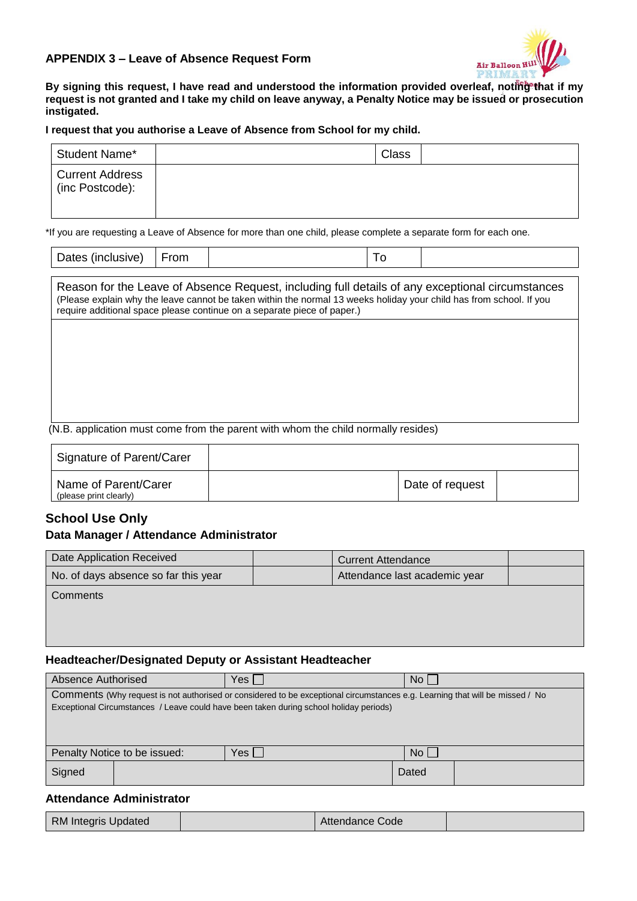## APPENDIX 3 – Leave of Absence Request Form

**By signing this request, I have read and understood the information provided overleaf, noting that if my request is not granted and I take my child on leave anyway, a Penalty Notice may be issued or prosecution instigated.**

**I request that you authorise a Leave of Absence from School for my child.**

| | | | |
|---|---|---|---|
| Student Name* | | Class | |
| Current Address (inc Postcode): | | | |

*If you are requesting a Leave of Absence for more than one child, please complete a separate form for each one.

| | | | | |
|---|---|---|---|---|
| Dates (inclusive) | From | | To | |

| |
|---|
| Reason for the Leave of Absence Request, including full details of any exceptional circumstances (Please explain why the leave cannot be taken within the normal 13 weeks holiday your child has from school. If you require additional space please continue on a separate piece of paper.) |
| |

(N.B. application must come from the parent with whom the child normally resides)

| | | | |
|---|---|---|---|
| Signature of Parent/Carer | | | |
| Name of Parent/Carer (please print clearly) | | Date of request | |

### School Use Only

#### Data Manager / Attendance Administrator

| | | | |
|---|---|---|---|
| Date Application Received | | Current Attendance | |
| No. of days absence so far this year | | Attendance last academic year | |
| Comments | | | |

#### Headteacher/Designated Deputy or Assistant Headteacher

| | | | |
|---|---|---|---|
| Absence Authorised | Yes ☐ | No ☐ | |
| Comments (Why request is not authorised or considered to be exceptional circumstances e.g. Learning that will be missed / No Exceptional Circumstances / Leave could have been taken during school holiday periods) | | | |
| Penalty Notice to be issued: | Yes ☐ | No ☐ | |
| Signed | | Dated | |

#### Attendance Administrator

| | | | |
|---|---|---|---|
| RM Integris Updated | | Attendance Code | |